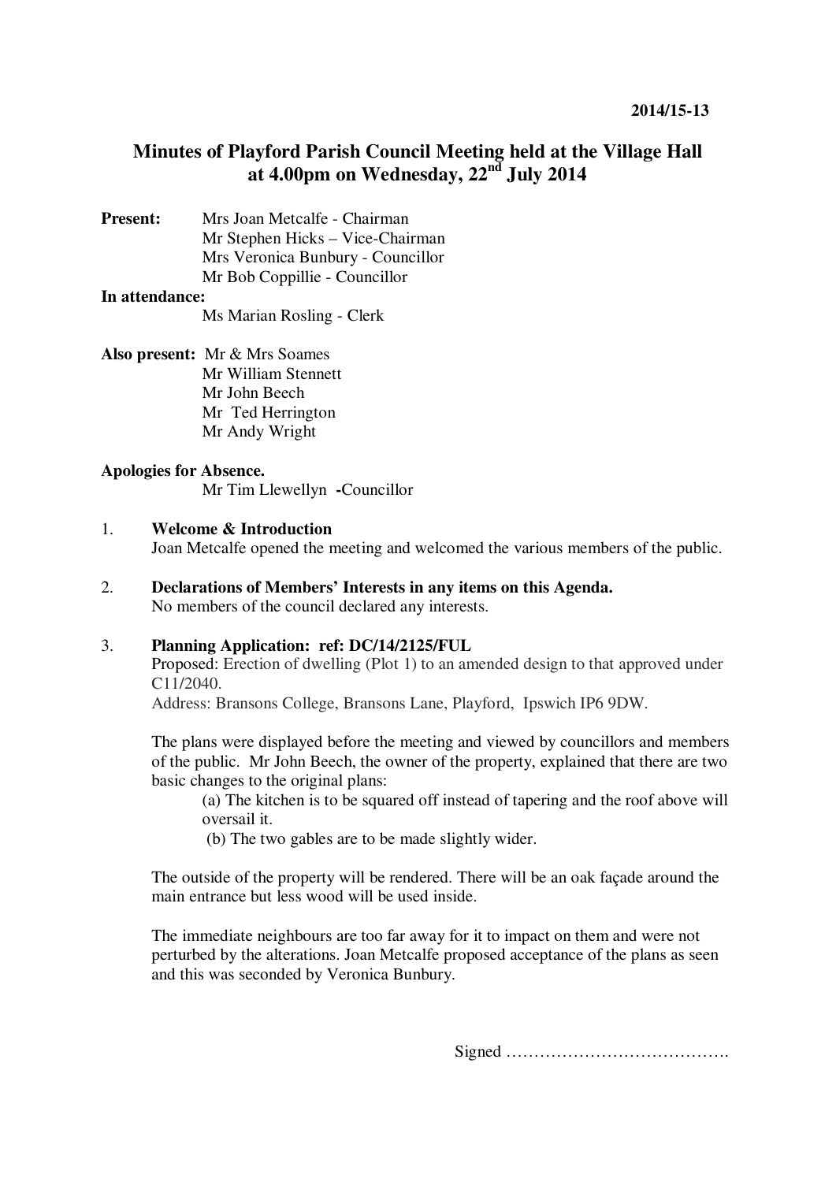**2014/15-13**

# Minutes of Playford Parish Council Meeting held at the Village Hall at 4.00pm on Wednesday, 22nd July 2014

**Present:**
Mrs Joan Metcalfe - Chairman
Mr Stephen Hicks – Vice-Chairman
Mrs Veronica Bunbury - Councillor
Mr Bob Coppillie - Councillor

**In attendance:**
Ms Marian Rosling - Clerk

**Also present:**
Mr & Mrs Soames
Mr William Stennett
Mr John Beech
Mr Ted Herrington
Mr Andy Wright

**Apologies for Absence.**
Mr Tim Llewellyn **-**Councillor

1. **Welcome & Introduction**
   Joan Metcalfe opened the meeting and welcomed the various members of the public.

2. **Declarations of Members' Interests in any items on this Agenda.**
   No members of the council declared any interests.

3. **Planning Application: ref: DC/14/2125/FUL**
   Proposed: Erection of dwelling (Plot 1) to an amended design to that approved under C11/2040.
   Address: Bransons College, Bransons Lane, Playford, Ipswich IP6 9DW.

   The plans were displayed before the meeting and viewed by councillors and members of the public. Mr John Beech, the owner of the property, explained that there are two basic changes to the original plans:

   (a) The kitchen is to be squared off instead of tapering and the roof above will oversail it.
   (b) The two gables are to be made slightly wider.

   The outside of the property will be rendered. There will be an oak façade around the main entrance but less wood will be used inside.

   The immediate neighbours are too far away for it to impact on them and were not perturbed by the alterations. Joan Metcalfe proposed acceptance of the plans as seen and this was seconded by Veronica Bunbury.

Signed ………………………………….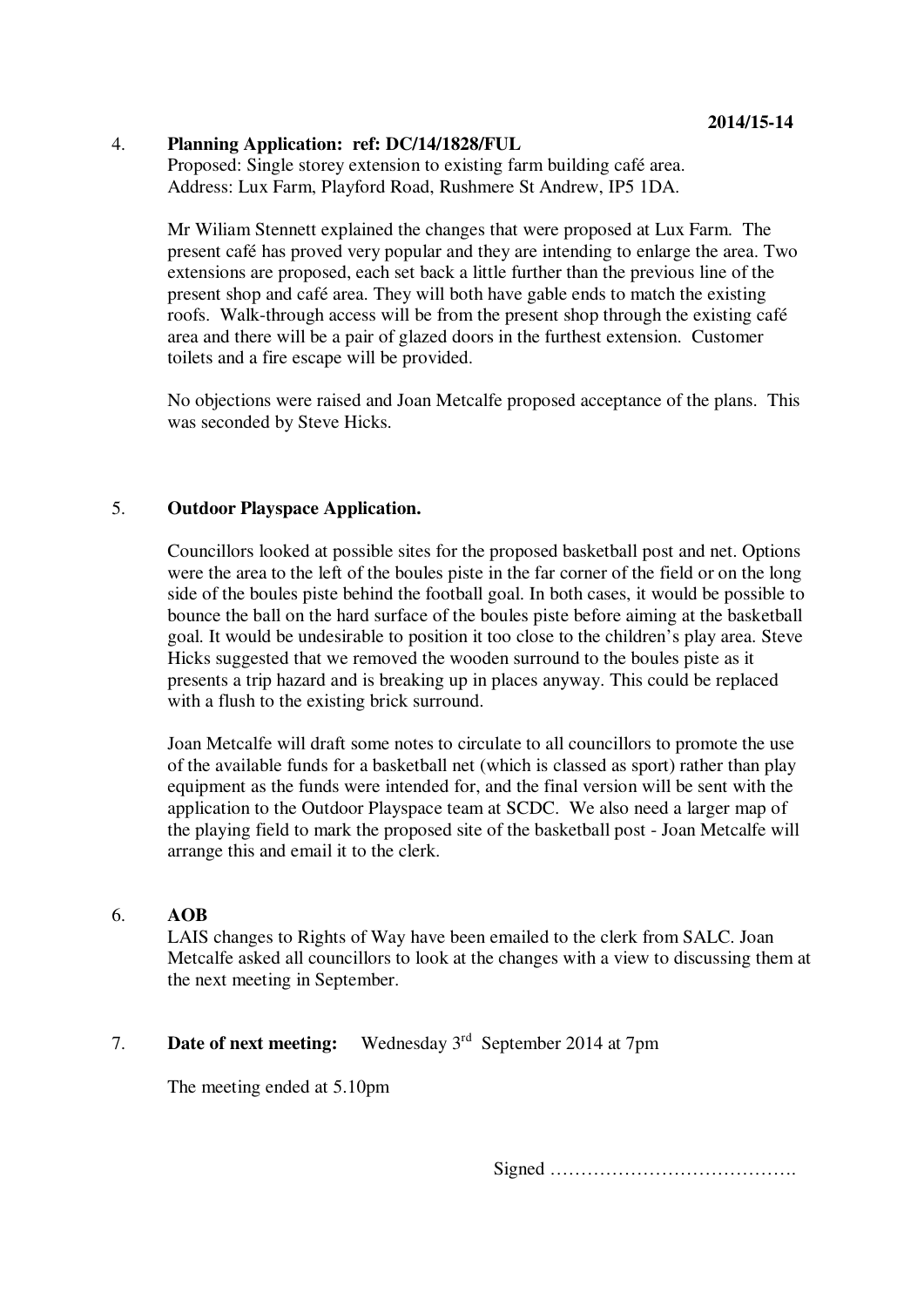**2014/15-14**

4. **Planning Application: ref: DC/14/1828/FUL**

   Proposed: Single storey extension to existing farm building café area.
   Address: Lux Farm, Playford Road, Rushmere St Andrew, IP5 1DA.

   Mr Wiliam Stennett explained the changes that were proposed at Lux Farm. The present café has proved very popular and they are intending to enlarge the area. Two extensions are proposed, each set back a little further than the previous line of the present shop and café area. They will both have gable ends to match the existing roofs. Walk-through access will be from the present shop through the existing café area and there will be a pair of glazed doors in the furthest extension. Customer toilets and a fire escape will be provided.

   No objections were raised and Joan Metcalfe proposed acceptance of the plans. This was seconded by Steve Hicks.

5. **Outdoor Playspace Application.**

   Councillors looked at possible sites for the proposed basketball post and net. Options were the area to the left of the boules piste in the far corner of the field or on the long side of the boules piste behind the football goal. In both cases, it would be possible to bounce the ball on the hard surface of the boules piste before aiming at the basketball goal. It would be undesirable to position it too close to the children's play area. Steve Hicks suggested that we removed the wooden surround to the boules piste as it presents a trip hazard and is breaking up in places anyway. This could be replaced with a flush to the existing brick surround.

   Joan Metcalfe will draft some notes to circulate to all councillors to promote the use of the available funds for a basketball net (which is classed as sport) rather than play equipment as the funds were intended for, and the final version will be sent with the application to the Outdoor Playspace team at SCDC. We also need a larger map of the playing field to mark the proposed site of the basketball post - Joan Metcalfe will arrange this and email it to the clerk.

6. **AOB**

   LAIS changes to Rights of Way have been emailed to the clerk from SALC. Joan Metcalfe asked all councillors to look at the changes with a view to discussing them at the next meeting in September.

7. **Date of next meeting:** Wednesday 3rd September 2014 at 7pm

   The meeting ended at 5.10pm

Signed ………………………………….